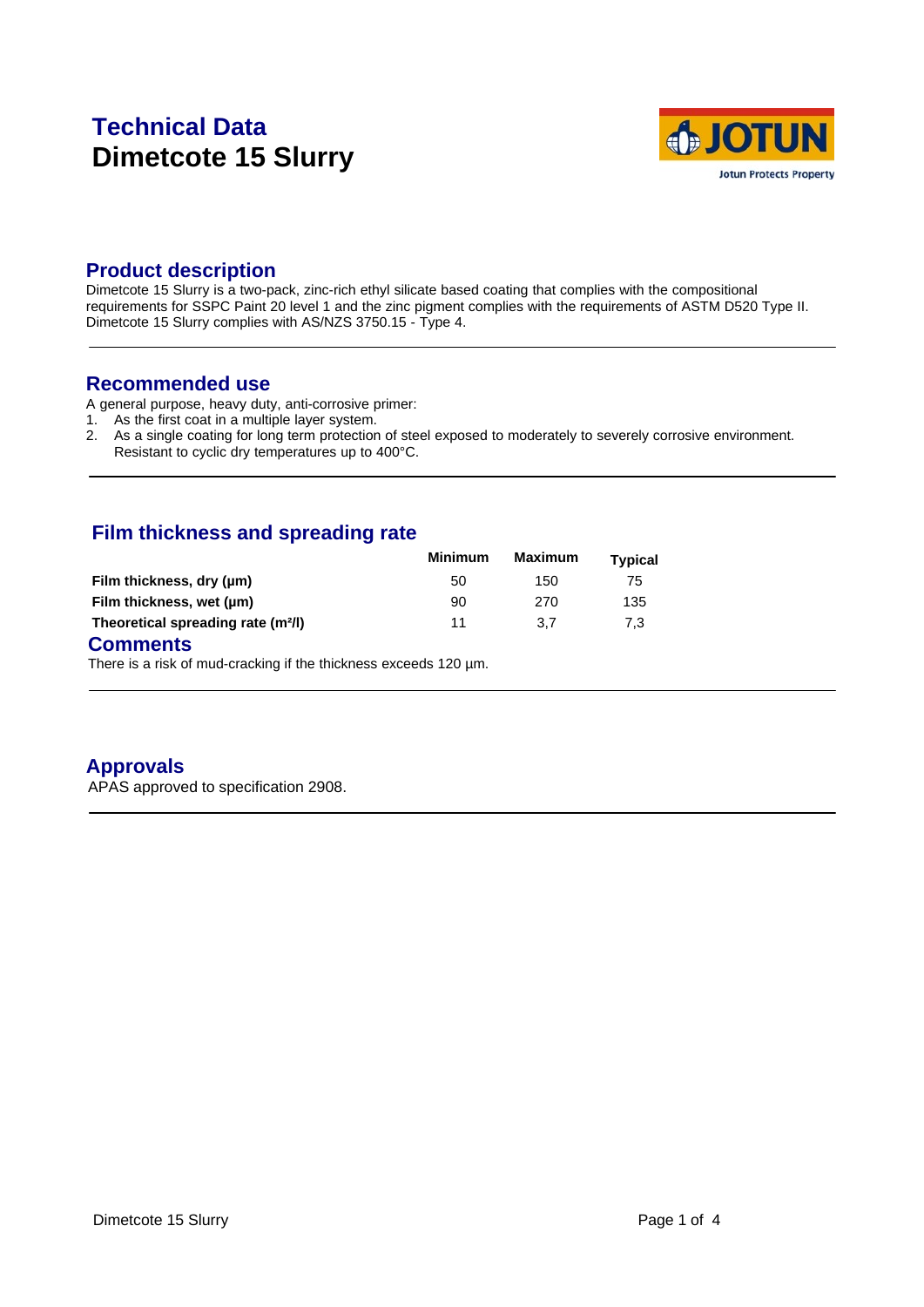# Technical Data
# Dimetcote 15 Slurry

## Product description

Dimetcote 15 Slurry is a two-pack, zinc-rich ethyl silicate based coating that complies with the compositional requirements for SSPC Paint 20 level 1 and the zinc pigment complies with the requirements of ASTM D520 Type II. Dimetcote 15 Slurry complies with AS/NZS 3750.15 - Type 4.

## Recommended use

A general purpose, heavy duty, anti-corrosive primer:

1. As the first coat in a multiple layer system.
2. As a single coating for long term protection of steel exposed to moderately to severely corrosive environment. Resistant to cyclic dry temperatures up to 400°C.

## Film thickness and spreading rate

| | Minimum | Maximum | Typical |
|---|---|---|---|
| **Film thickness, dry (µm)** | 50 | 150 | 75 |
| **Film thickness, wet (µm)** | 90 | 270 | 135 |
| **Theoretical spreading rate ($m^2/l$)** | 11 | 3,7 | 7,3 |

## Comments

There is a risk of mud-cracking if the thickness exceeds 120 µm.

## Approvals

APAS approved to specification 2908.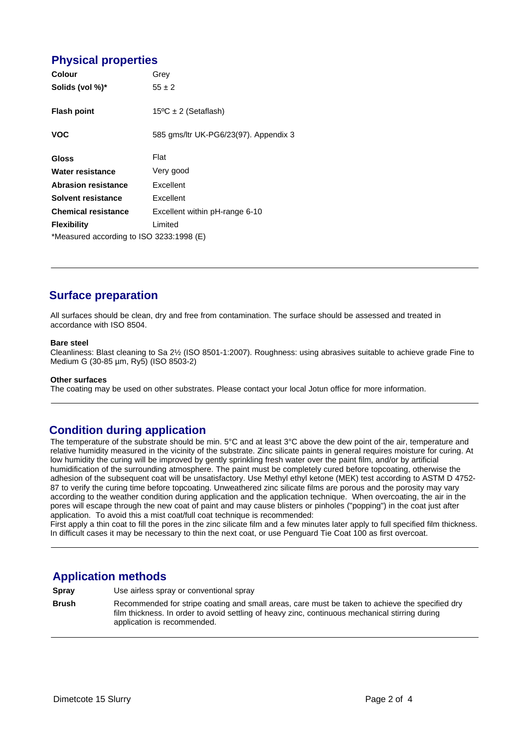## Physical properties

| | |
|---|---|
| **Colour** | Grey |
| **Solids (vol %)*** | 55 ± 2 |
| **Flash point** | 15ºC ± 2 (Setaflash) |
| **VOC** | 585 gms/ltr UK-PG6/23(97). Appendix 3 |
| **Gloss** | Flat |
| **Water resistance** | Very good |
| **Abrasion resistance** | Excellent |
| **Solvent resistance** | Excellent |
| **Chemical resistance** | Excellent within pH-range 6-10 |
| **Flexibility** | Limited |

*Measured according to ISO 3233:1998 (E)

## Surface preparation

All surfaces should be clean, dry and free from contamination. The surface should be assessed and treated in accordance with ISO 8504.

**Bare steel**
Cleanliness: Blast cleaning to Sa 2½ (ISO 8501-1:2007). Roughness: using abrasives suitable to achieve grade Fine to Medium G (30-85 µm, Ry5) (ISO 8503-2)

**Other surfaces**
The coating may be used on other substrates. Please contact your local Jotun office for more information.

## Condition during application

The temperature of the substrate should be min. 5°C and at least 3°C above the dew point of the air, temperature and relative humidity measured in the vicinity of the substrate. Zinc silicate paints in general requires moisture for curing. At low humidity the curing will be improved by gently sprinkling fresh water over the paint film, and/or by artificial humidification of the surrounding atmosphere. The paint must be completely cured before topcoating, otherwise the adhesion of the subsequent coat will be unsatisfactory. Use Methyl ethyl ketone (MEK) test according to ASTM D 4752-87 to verify the curing time before topcoating. Unweathered zinc silicate films are porous and the porosity may vary according to the weather condition during application and the application technique. When overcoating, the air in the pores will escape through the new coat of paint and may cause blisters or pinholes ("popping") in the coat just after application. To avoid this a mist coat/full coat technique is recommended:
First apply a thin coat to fill the pores in the zinc silicate film and a few minutes later apply to full specified film thickness. In difficult cases it may be necessary to thin the next coat, or use Penguard Tie Coat 100 as first overcoat.

## Application methods

| | |
|---|---|
| **Spray** | Use airless spray or conventional spray |
| **Brush** | Recommended for stripe coating and small areas, care must be taken to achieve the specified dry film thickness. In order to avoid settling of heavy zinc, continuous mechanical stirring during application is recommended. |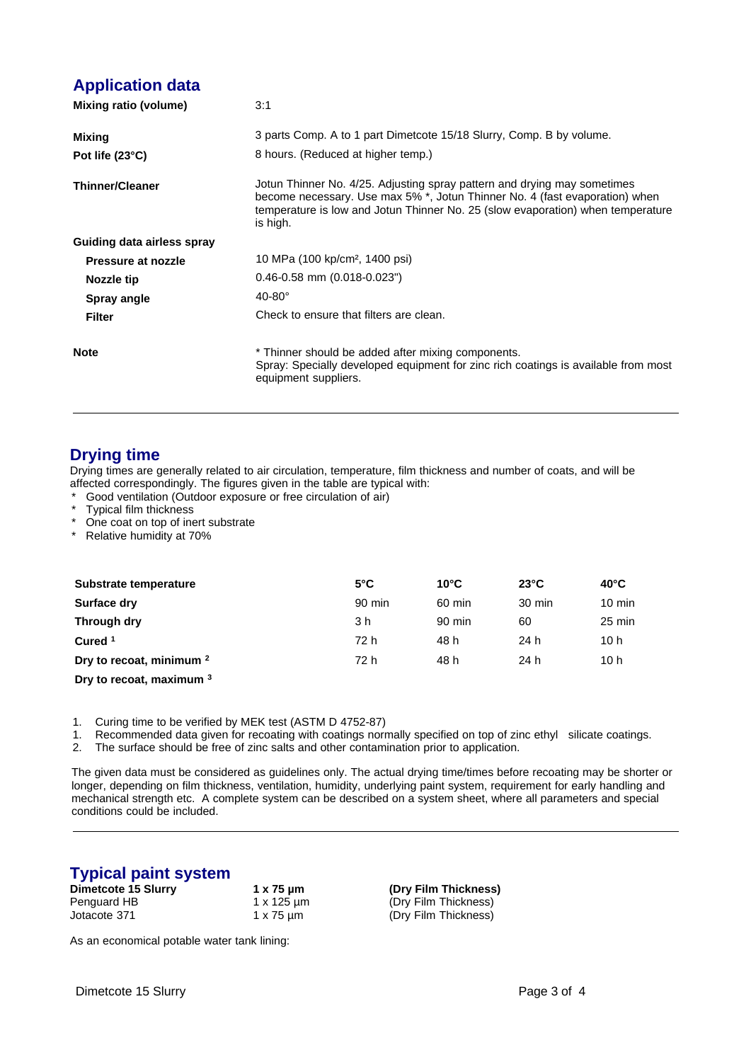## Application data

| | |
|---|---|
| **Mixing ratio (volume)** | 3:1 |
| **Mixing** | 3 parts Comp. A to 1 part Dimetcote 15/18 Slurry, Comp. B by volume. |
| **Pot life (23°C)** | 8 hours. (Reduced at higher temp.) |
| **Thinner/Cleaner** | Jotun Thinner No. 4/25. Adjusting spray pattern and drying may sometimes become necessary. Use max 5% *, Jotun Thinner No. 4 (fast evaporation) when temperature is low and Jotun Thinner No. 25 (slow evaporation) when temperature is high. |
| **Guiding data airless spray** | |
| **Pressure at nozzle** | 10 MPa (100 kp/cm², 1400 psi) |
| **Nozzle tip** | 0.46-0.58 mm (0.018-0.023") |
| **Spray angle** | 40-80° |
| **Filter** | Check to ensure that filters are clean. |
| **Note** | * Thinner should be added after mixing components.<br>Spray: Specially developed equipment for zinc rich coatings is available from most equipment suppliers. |

## Drying time

Drying times are generally related to air circulation, temperature, film thickness and number of coats, and will be affected correspondingly. The figures given in the table are typical with:

* Good ventilation (Outdoor exposure or free circulation of air)
* Typical film thickness
* One coat on top of inert substrate
* Relative humidity at 70%

| Substrate temperature | 5°C | 10°C | 23°C | 40°C |
|---|---|---|---|---|
| **Surface dry** | 90 min | 60 min | 30 min | 10 min |
| **Through dry** | 3 h | 90 min | 60 | 25 min |
| **Cured** [1] | 72 h | 48 h | 24 h | 10 h |
| **Dry to recoat, minimum** [2] | 72 h | 48 h | 24 h | 10 h |
| **Dry to recoat, maximum** [3] | | | | |

1. Curing time to be verified by MEK test (ASTM D 4752-87)
1. Recommended data given for recoating with coatings normally specified on top of zinc ethyl silicate coatings.
2. The surface should be free of zinc salts and other contamination prior to application.

The given data must be considered as guidelines only. The actual drying time/times before recoating may be shorter or longer, depending on film thickness, ventilation, humidity, underlying paint system, requirement for early handling and mechanical strength etc. A complete system can be described on a system sheet, where all parameters and special conditions could be included.

## Typical paint system

| **Dimetcote 15 Slurry** | **1 x 75 µm** | **(Dry Film Thickness)** |
|---|---|---|
| Penguard HB | 1 x 125 µm | (Dry Film Thickness) |
| Jotacote 371 | 1 x 75 µm | (Dry Film Thickness) |

As an economical potable water tank lining: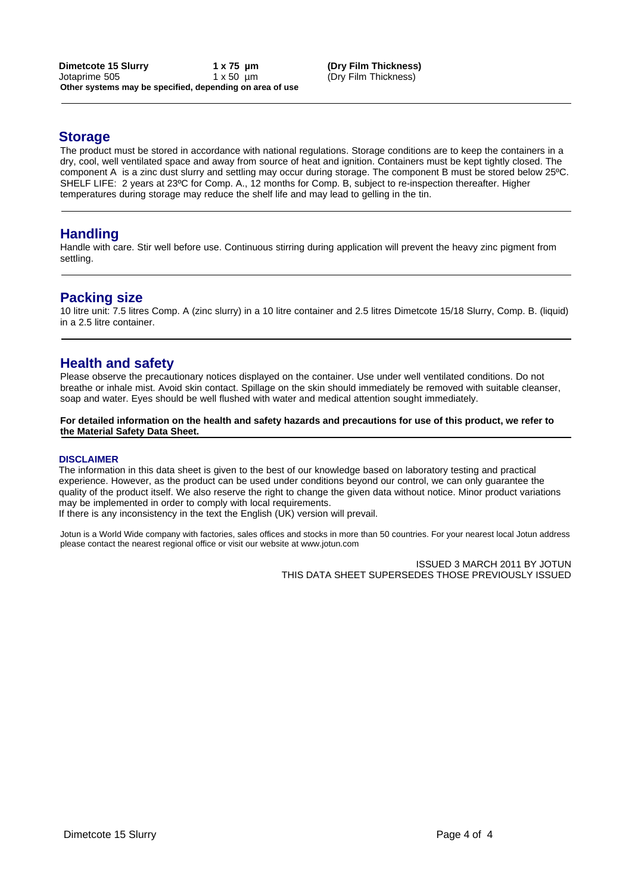| | | |
|---|---|---|
| **Dimetcote 15 Slurry** | **1 x 75 µm** | **(Dry Film Thickness)** |
| Jotaprime 505 | 1 x 50 µm | (Dry Film Thickness) |

**Other systems may be specified, depending on area of use**

## Storage

The product must be stored in accordance with national regulations. Storage conditions are to keep the containers in a dry, cool, well ventilated space and away from source of heat and ignition. Containers must be kept tightly closed. The component A is a zinc dust slurry and settling may occur during storage. The component B must be stored below 25ºC. SHELF LIFE: 2 years at 23ºC for Comp. A., 12 months for Comp. B, subject to re-inspection thereafter. Higher temperatures during storage may reduce the shelf life and may lead to gelling in the tin.

## Handling

Handle with care. Stir well before use. Continuous stirring during application will prevent the heavy zinc pigment from settling.

## Packing size

10 litre unit: 7.5 litres Comp. A (zinc slurry) in a 10 litre container and 2.5 litres Dimetcote 15/18 Slurry, Comp. B. (liquid) in a 2.5 litre container.

## Health and safety

Please observe the precautionary notices displayed on the container. Use under well ventilated conditions. Do not breathe or inhale mist. Avoid skin contact. Spillage on the skin should immediately be removed with suitable cleanser, soap and water. Eyes should be well flushed with water and medical attention sought immediately.

**For detailed information on the health and safety hazards and precautions for use of this product, we refer to the Material Safety Data Sheet.**

#### DISCLAIMER

The information in this data sheet is given to the best of our knowledge based on laboratory testing and practical experience. However, as the product can be used under conditions beyond our control, we can only guarantee the quality of the product itself. We also reserve the right to change the given data without notice. Minor product variations may be implemented in order to comply with local requirements.
If there is any inconsistency in the text the English (UK) version will prevail.

Jotun is a World Wide company with factories, sales offices and stocks in more than 50 countries. For your nearest local Jotun address please contact the nearest regional office or visit our website at www.jotun.com

ISSUED 3 MARCH 2011 BY JOTUN
THIS DATA SHEET SUPERSEDES THOSE PREVIOUSLY ISSUED